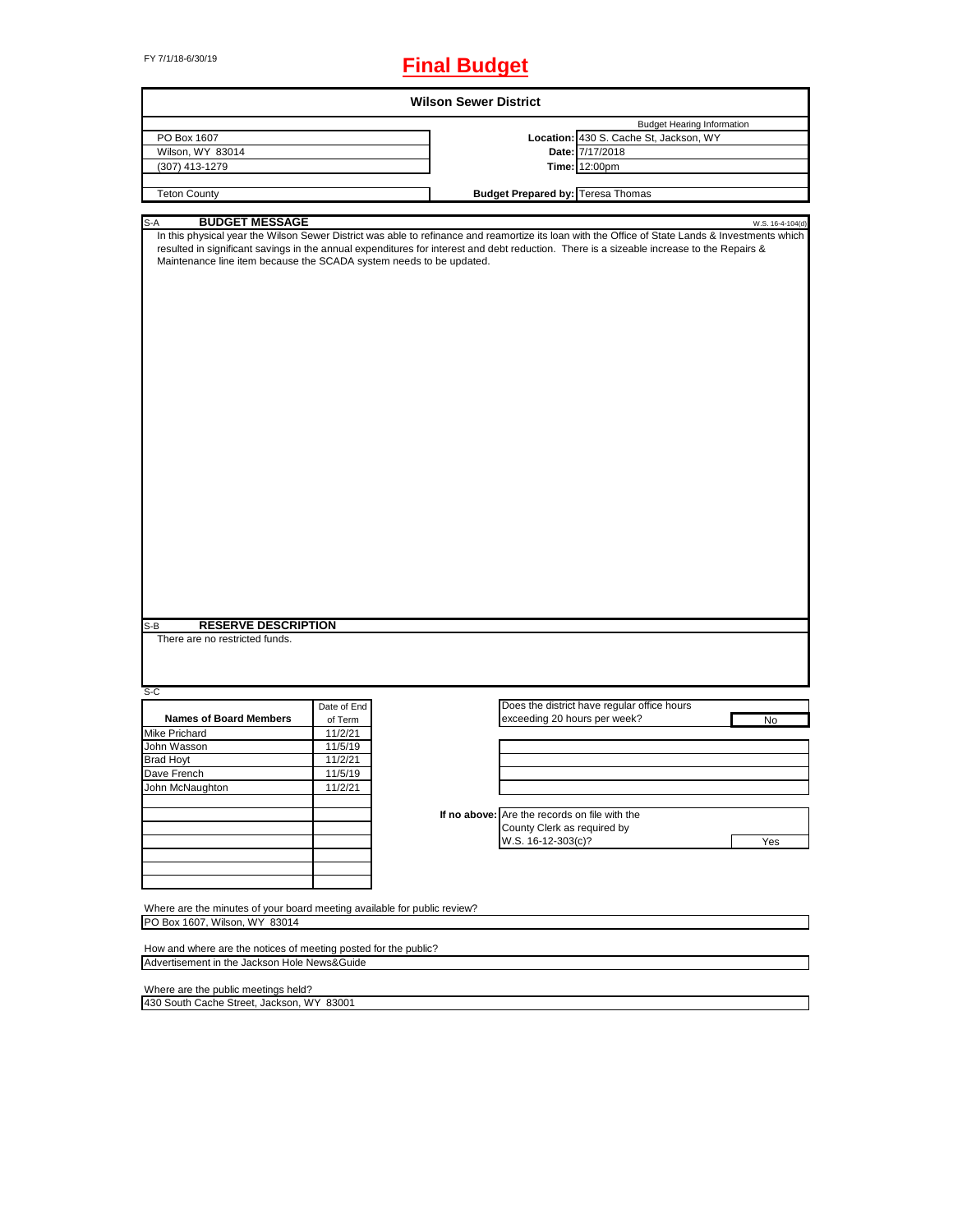FY 7/1/18-6/30/19

# Final Budget

## Wilson Sewer District

| | | |
|---|---|---|
| PO Box 1607 | | Budget Hearing Information |
| Wilson, WY 83014 | **Location:** | 430 S. Cache St, Jackson, WY |
| (307) 413-1279 | **Date:** | 7/17/2018 |
| | **Time:** | 12:00pm |
| Teton County | **Budget Prepared by:** | Teresa Thomas |

### S-A BUDGET MESSAGE

W.S. 16-4-104(d)

In this physical year the Wilson Sewer District was able to refinance and reamortize its loan with the Office of State Lands & Investments which resulted in significant savings in the annual expenditures for interest and debt reduction. There is a sizeable increase to the Repairs & Maintenance line item because the SCADA system needs to be updated.

### S-B RESERVE DESCRIPTION

There are no restricted funds.

### S-C

| Names of Board Members | Date of End of Term |
|---|---|
| Mike Prichard | 11/2/21 |
| John Wasson | 11/5/19 |
| Brad Hoyt | 11/2/21 |
| Dave French | 11/5/19 |
| John McNaughton | 11/2/21 |

Does the district have regular office hours exceeding 20 hours per week? No

**If no above:** Are the records on file with the County Clerk as required by W.S. 16-12-303(c)? Yes

Where are the minutes of your board meeting available for public review?
PO Box 1607, Wilson, WY 83014

How and where are the notices of meeting posted for the public?
Advertisement in the Jackson Hole News&Guide

Where are the public meetings held?
430 South Cache Street, Jackson, WY 83001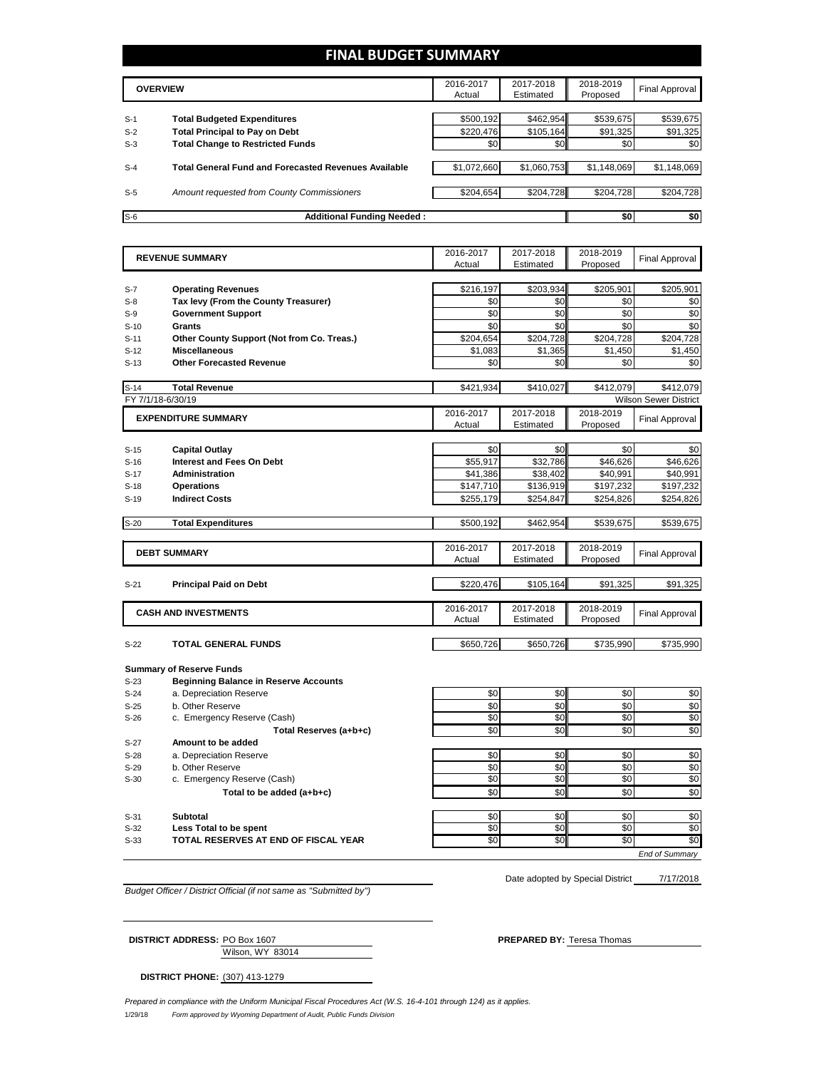# FINAL BUDGET SUMMARY

| | OVERVIEW | 2016-2017 Actual | 2017-2018 Estimated | 2018-2019 Proposed | Final Approval |
|---|---|---|---|---|---|
| S-1 | **Total Budgeted Expenditures** | $500,192 | $462,954 | $539,675 | $539,675 |
| S-2 | **Total Principal to Pay on Debt** | $220,476 | $105,164 | $91,325 | $91,325 |
| S-3 | **Total Change to Restricted Funds** | $0 | $0 | $0 | $0 |
| S-4 | **Total General Fund and Forecasted Revenues Available** | $1,072,660 | $1,060,753 | $1,148,069 | $1,148,069 |
| S-5 | *Amount requested from County Commissioners* | $204,654 | $204,728 | $204,728 | $204,728 |
| S-6 | **Additional Funding Needed :** | | | $0 | $0 |

| | REVENUE SUMMARY | 2016-2017 Actual | 2017-2018 Estimated | 2018-2019 Proposed | Final Approval |
|---|---|---|---|---|---|
| S-7 | **Operating Revenues** | $216,197 | $203,934 | $205,901 | $205,901 |
| S-8 | **Tax levy (From the County Treasurer)** | $0 | $0 | $0 | $0 |
| S-9 | **Government Support** | $0 | $0 | $0 | $0 |
| S-10 | **Grants** | $0 | $0 | $0 | $0 |
| S-11 | **Other County Support (Not from Co. Treas.)** | $204,654 | $204,728 | $204,728 | $204,728 |
| S-12 | **Miscellaneous** | $1,083 | $1,365 | $1,450 | $1,450 |
| S-13 | **Other Forecasted Revenue** | $0 | $0 | $0 | $0 |
| S-14 | **Total Revenue** | $421,934 | $410,027 | $412,079 | $412,079 |

FY 7/1/18-6/30/19 — Wilson Sewer District

| | EXPENDITURE SUMMARY | 2016-2017 Actual | 2017-2018 Estimated | 2018-2019 Proposed | Final Approval |
|---|---|---|---|---|---|
| S-15 | **Capital Outlay** | $0 | $0 | $0 | $0 |
| S-16 | **Interest and Fees On Debt** | $55,917 | $32,786 | $46,626 | $46,626 |
| S-17 | **Administration** | $41,386 | $38,402 | $40,991 | $40,991 |
| S-18 | **Operations** | $147,710 | $136,919 | $197,232 | $197,232 |
| S-19 | **Indirect Costs** | $255,179 | $254,847 | $254,826 | $254,826 |
| S-20 | **Total Expenditures** | $500,192 | $462,954 | $539,675 | $539,675 |

| | DEBT SUMMARY | 2016-2017 Actual | 2017-2018 Estimated | 2018-2019 Proposed | Final Approval |
|---|---|---|---|---|---|
| S-21 | **Principal Paid on Debt** | $220,476 | $105,164 | $91,325 | $91,325 |

| | CASH AND INVESTMENTS | 2016-2017 Actual | 2017-2018 Estimated | 2018-2019 Proposed | Final Approval |
|---|---|---|---|---|---|
| S-22 | **TOTAL GENERAL FUNDS** | $650,726 | $650,726 | $735,990 | $735,990 |

**Summary of Reserve Funds**

| | | 2016-2017 Actual | 2017-2018 Estimated | 2018-2019 Proposed | Final Approval |
|---|---|---|---|---|---|
| S-23 | **Beginning Balance in Reserve Accounts** | | | | |
| S-24 | a. Depreciation Reserve | $0 | $0 | $0 | $0 |
| S-25 | b. Other Reserve | $0 | $0 | $0 | $0 |
| S-26 | c. Emergency Reserve (Cash) | $0 | $0 | $0 | $0 |
| | **Total Reserves (a+b+c)** | $0 | $0 | $0 | $0 |
| S-27 | **Amount to be added** | | | | |
| S-28 | a. Depreciation Reserve | $0 | $0 | $0 | $0 |
| S-29 | b. Other Reserve | $0 | $0 | $0 | $0 |
| S-30 | c. Emergency Reserve (Cash) | $0 | $0 | $0 | $0 |
| | **Total to be added (a+b+c)** | $0 | $0 | $0 | $0 |
| S-31 | **Subtotal** | $0 | $0 | $0 | $0 |
| S-32 | **Less Total to be spent** | $0 | $0 | $0 | $0 |
| S-33 | **TOTAL RESERVES AT END OF FISCAL YEAR** | $0 | $0 | $0 | $0 |

*End of Summary*

Date adopted by Special District 7/17/2018

*Budget Officer / District Official (if not same as "Submitted by")*

**DISTRICT ADDRESS:** PO Box 1607
Wilson, WY 83014

**PREPARED BY:** Teresa Thomas

**DISTRICT PHONE:** (307) 413-1279

*Prepared in compliance with the Uniform Municipal Fiscal Procedures Act (W.S. 16-4-101 through 124) as it applies.*

1/29/18 *Form approved by Wyoming Department of Audit, Public Funds Division*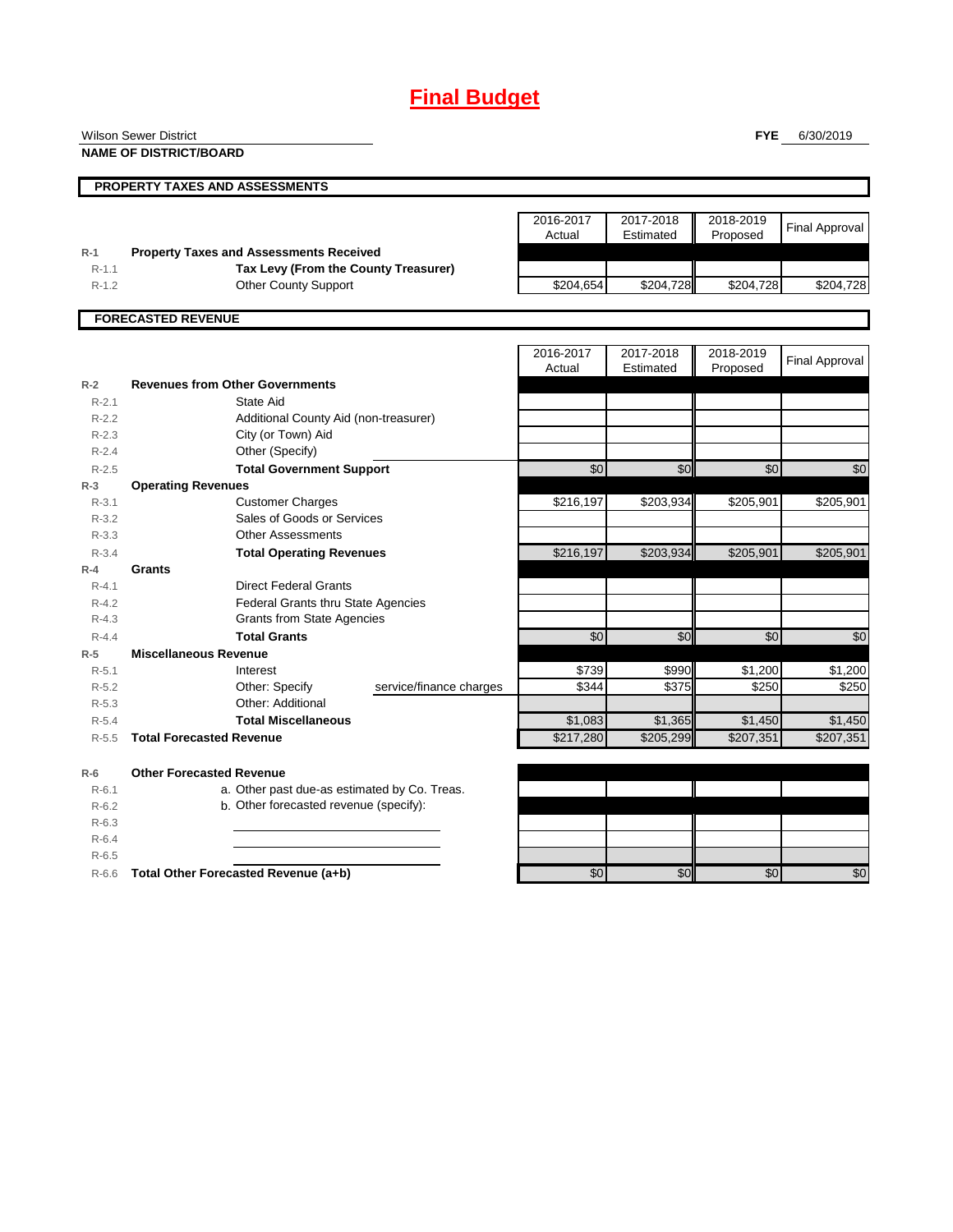# Final Budget

Wilson Sewer District
**NAME OF DISTRICT/BOARD**

**FYE** 6/30/2019

## PROPERTY TAXES AND ASSESSMENTS

| | | 2016-2017 Actual | 2017-2018 Estimated | 2018-2019 Proposed | Final Approval |
|---|---|---|---|---|---|
| R-1 | **Property Taxes and Assessments Received** | | | | |
| R-1.1 | **Tax Levy (From the County Treasurer)** | | | | |
| R-1.2 | Other County Support | $204,654 | $204,728 | $204,728 | $204,728 |

## FORECASTED REVENUE

| | | 2016-2017 Actual | 2017-2018 Estimated | 2018-2019 Proposed | Final Approval |
|---|---|---|---|---|---|
| R-2 | **Revenues from Other Governments** | | | | |
| R-2.1 | State Aid | | | | |
| R-2.2 | Additional County Aid (non-treasurer) | | | | |
| R-2.3 | City (or Town) Aid | | | | |
| R-2.4 | Other (Specify) | | | | |
| R-2.5 | **Total Government Support** | $0 | $0 | $0 | $0 |
| R-3 | **Operating Revenues** | | | | |
| R-3.1 | Customer Charges | $216,197 | $203,934 | $205,901 | $205,901 |
| R-3.2 | Sales of Goods or Services | | | | |
| R-3.3 | Other Assessments | | | | |
| R-3.4 | **Total Operating Revenues** | $216,197 | $203,934 | $205,901 | $205,901 |
| R-4 | **Grants** | | | | |
| R-4.1 | Direct Federal Grants | | | | |
| R-4.2 | Federal Grants thru State Agencies | | | | |
| R-4.3 | Grants from State Agencies | | | | |
| R-4.4 | **Total Grants** | $0 | $0 | $0 | $0 |
| R-5 | **Miscellaneous Revenue** | | | | |
| R-5.1 | Interest | $739 | $990 | $1,200 | $1,200 |
| R-5.2 | Other: Specify service/finance charges | $344 | $375 | $250 | $250 |
| R-5.3 | Other: Additional | | | | |
| R-5.4 | **Total Miscellaneous** | $1,083 | $1,365 | $1,450 | $1,450 |
| R-5.5 | **Total Forecasted Revenue** | $217,280 | $205,299 | $207,351 | $207,351 |
| R-6 | **Other Forecasted Revenue** | | | | |
| R-6.1 | a. Other past due-as estimated by Co. Treas. | | | | |
| R-6.2 | b. Other forecasted revenue (specify): | | | | |
| R-6.3 | | | | | |
| R-6.4 | | | | | |
| R-6.5 | | | | | |
| R-6.6 | **Total Other Forecasted Revenue (a+b)** | $0 | $0 | $0 | $0 |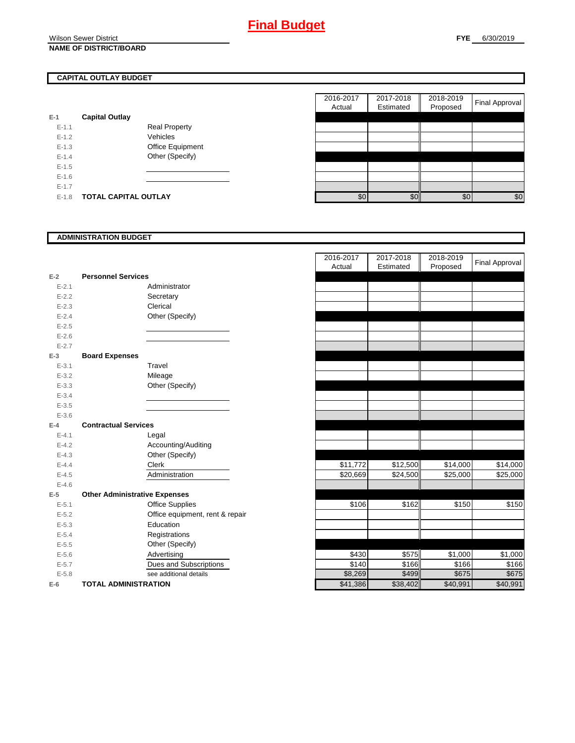# Final Budget

Wilson Sewer District
**NAME OF DISTRICT/BOARD**

**FYE** 6/30/2019

## CAPITAL OUTLAY BUDGET

| | | | 2016-2017 Actual | 2017-2018 Estimated | 2018-2019 Proposed | Final Approval |
|---|---|---|---|---|---|---|
| E-1 | **Capital Outlay** | | | | | |
| E-1.1 | | Real Property | | | | |
| E-1.2 | | Vehicles | | | | |
| E-1.3 | | Office Equipment | | | | |
| E-1.4 | | Other (Specify) | | | | |
| E-1.5 | | | | | | |
| E-1.6 | | | | | | |
| E-1.7 | | | | | | |
| E-1.8 | **TOTAL CAPITAL OUTLAY** | | $0 | $0 | $0 | $0 |

## ADMINISTRATION BUDGET

| | | | 2016-2017 Actual | 2017-2018 Estimated | 2018-2019 Proposed | Final Approval |
|---|---|---|---|---|---|---|
| E-2 | **Personnel Services** | | | | | |
| E-2.1 | | Administrator | | | | |
| E-2.2 | | Secretary | | | | |
| E-2.3 | | Clerical | | | | |
| E-2.4 | | Other (Specify) | | | | |
| E-2.5 | | | | | | |
| E-2.6 | | | | | | |
| E-2.7 | | | | | | |
| E-3 | **Board Expenses** | | | | | |
| E-3.1 | | Travel | | | | |
| E-3.2 | | Mileage | | | | |
| E-3.3 | | Other (Specify) | | | | |
| E-3.4 | | | | | | |
| E-3.5 | | | | | | |
| E-3.6 | | | | | | |
| E-4 | **Contractual Services** | | | | | |
| E-4.1 | | Legal | | | | |
| E-4.2 | | Accounting/Auditing | | | | |
| E-4.3 | | Other (Specify) | | | | |
| E-4.4 | | Clerk | $11,772 | $12,500 | $14,000 | $14,000 |
| E-4.5 | | Administration | $20,669 | $24,500 | $25,000 | $25,000 |
| E-4.6 | | | | | | |
| E-5 | **Other Administrative Expenses** | | | | | |
| E-5.1 | | Office Supplies | $106 | $162 | $150 | $150 |
| E-5.2 | | Office equipment, rent & repair | | | | |
| E-5.3 | | Education | | | | |
| E-5.4 | | Registrations | | | | |
| E-5.5 | | Other (Specify) | | | | |
| E-5.6 | | Advertising | $430 | $575 | $1,000 | $1,000 |
| E-5.7 | | Dues and Subscriptions | $140 | $166 | $166 | $166 |
| E-5.8 | | see additional details | $8,269 | $499 | $675 | $675 |
| E-6 | **TOTAL ADMINISTRATION** | | $41,386 | $38,402 | $40,991 | $40,991 |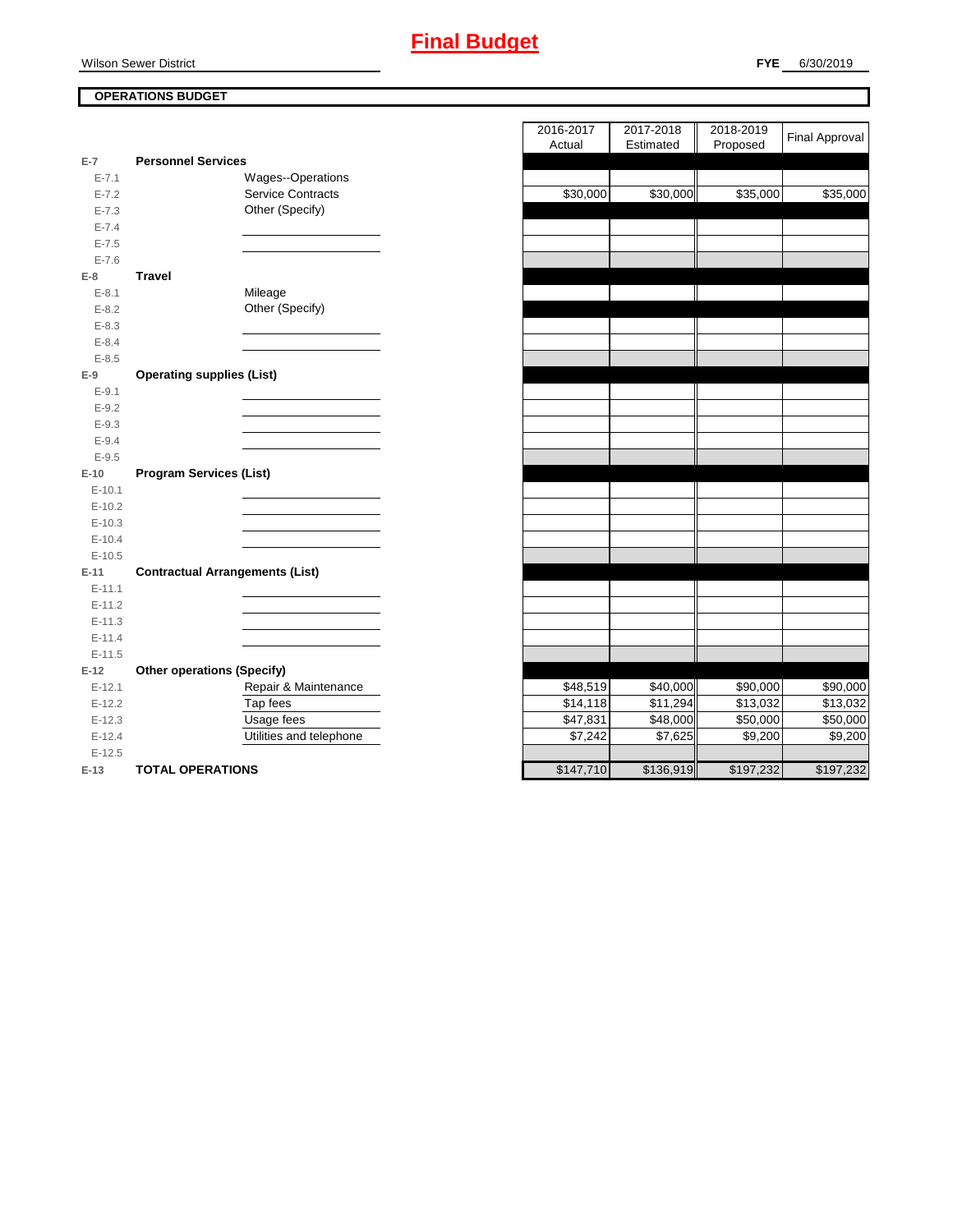# Final Budget

Wilson Sewer District

**FYE** 6/30/2019

**OPERATIONS BUDGET**

| | | | 2016-2017 Actual | 2017-2018 Estimated | 2018-2019 Proposed | Final Approval |
|---|---|---|---|---|---|---|
| E-7 | **Personnel Services** | | | | | |
| E-7.1 | | Wages--Operations | | | | |
| E-7.2 | | Service Contracts | $30,000 | $30,000 | $35,000 | $35,000 |
| E-7.3 | | Other (Specify) | | | | |
| E-7.4 | | | | | | |
| E-7.5 | | | | | | |
| E-7.6 | | | | | | |
| E-8 | **Travel** | | | | | |
| E-8.1 | | Mileage | | | | |
| E-8.2 | | Other (Specify) | | | | |
| E-8.3 | | | | | | |
| E-8.4 | | | | | | |
| E-8.5 | | | | | | |
| E-9 | **Operating supplies (List)** | | | | | |
| E-9.1 | | | | | | |
| E-9.2 | | | | | | |
| E-9.3 | | | | | | |
| E-9.4 | | | | | | |
| E-9.5 | | | | | | |
| E-10 | **Program Services (List)** | | | | | |
| E-10.1 | | | | | | |
| E-10.2 | | | | | | |
| E-10.3 | | | | | | |
| E-10.4 | | | | | | |
| E-10.5 | | | | | | |
| E-11 | **Contractual Arrangements (List)** | | | | | |
| E-11.1 | | | | | | |
| E-11.2 | | | | | | |
| E-11.3 | | | | | | |
| E-11.4 | | | | | | |
| E-11.5 | | | | | | |
| E-12 | **Other operations (Specify)** | | | | | |
| E-12.1 | | Repair & Maintenance | $48,519 | $40,000 | $90,000 | $90,000 |
| E-12.2 | | Tap fees | $14,118 | $11,294 | $13,032 | $13,032 |
| E-12.3 | | Usage fees | $47,831 | $48,000 | $50,000 | $50,000 |
| E-12.4 | | Utilities and telephone | $7,242 | $7,625 | $9,200 | $9,200 |
| E-12.5 | | | | | | |
| E-13 | **TOTAL OPERATIONS** | | $147,710 | $136,919 | $197,232 | $197,232 |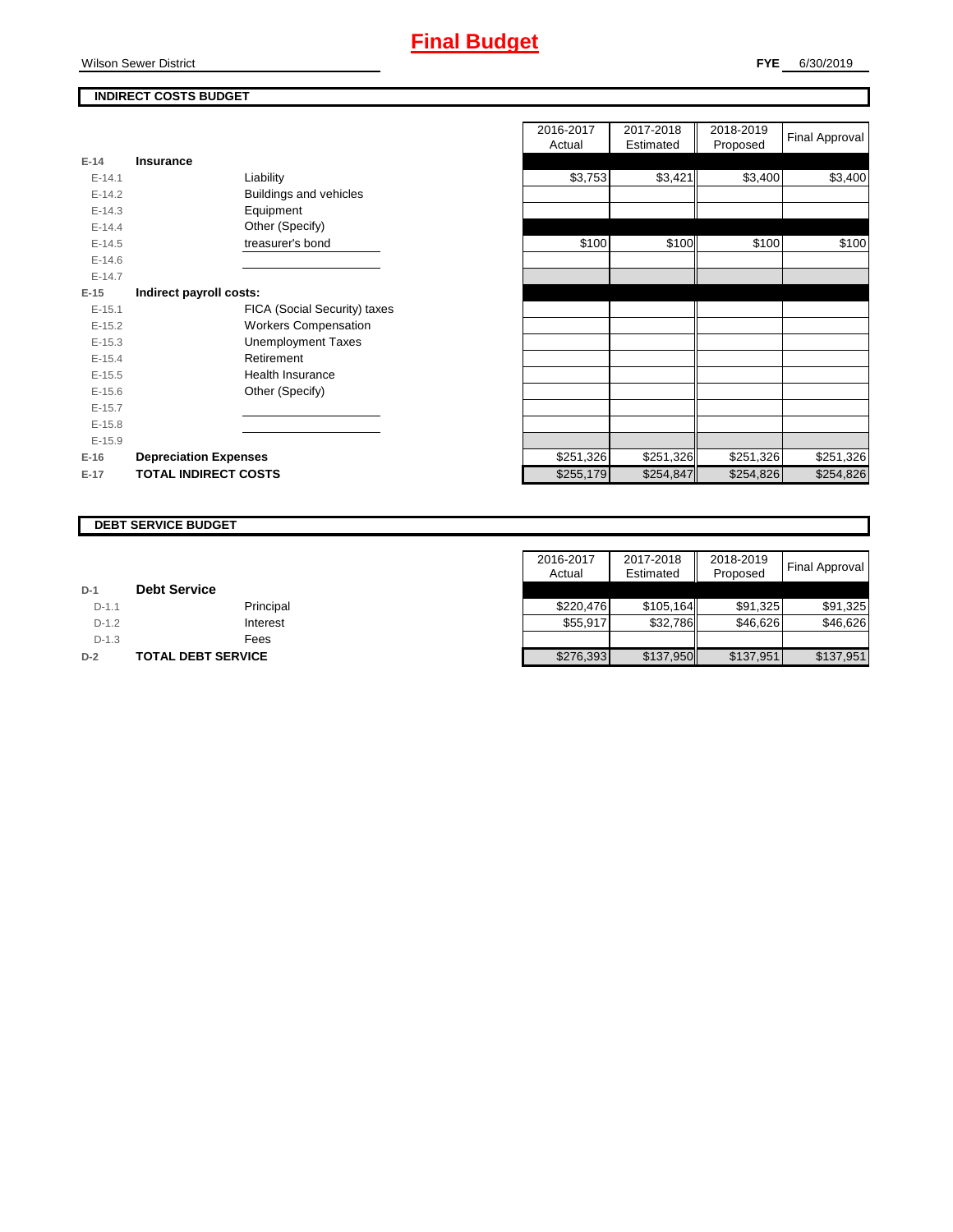# Final Budget

Wilson Sewer District

**FYE** 6/30/2019

## INDIRECT COSTS BUDGET

| | | | 2016-2017 Actual | 2017-2018 Estimated | 2018-2019 Proposed | Final Approval |
|---|---|---|---|---|---|---|
| E-14 | **Insurance** | | | | | |
| E-14.1 | | Liability | $3,753 | $3,421 | $3,400 | $3,400 |
| E-14.2 | | Buildings and vehicles | | | | |
| E-14.3 | | Equipment | | | | |
| E-14.4 | | Other (Specify) | | | | |
| E-14.5 | | treasurer's bond | $100 | $100 | $100 | $100 |
| E-14.6 | | | | | | |
| E-14.7 | | | | | | |
| E-15 | **Indirect payroll costs:** | | | | | |
| E-15.1 | | FICA (Social Security) taxes | | | | |
| E-15.2 | | Workers Compensation | | | | |
| E-15.3 | | Unemployment Taxes | | | | |
| E-15.4 | | Retirement | | | | |
| E-15.5 | | Health Insurance | | | | |
| E-15.6 | | Other (Specify) | | | | |
| E-15.7 | | | | | | |
| E-15.8 | | | | | | |
| E-15.9 | | | | | | |
| E-16 | **Depreciation Expenses** | | $251,326 | $251,326 | $251,326 | $251,326 |
| E-17 | **TOTAL INDIRECT COSTS** | | $255,179 | $254,847 | $254,826 | $254,826 |

## DEBT SERVICE BUDGET

| | | | 2016-2017 Actual | 2017-2018 Estimated | 2018-2019 Proposed | Final Approval |
|---|---|---|---|---|---|---|
| D-1 | **Debt Service** | | | | | |
| D-1.1 | | Principal | $220,476 | $105,164 | $91,325 | $91,325 |
| D-1.2 | | Interest | $55,917 | $32,786 | $46,626 | $46,626 |
| D-1.3 | | Fees | | | | |
| D-2 | **TOTAL DEBT SERVICE** | | $276,393 | $137,950 | $137,951 | $137,951 |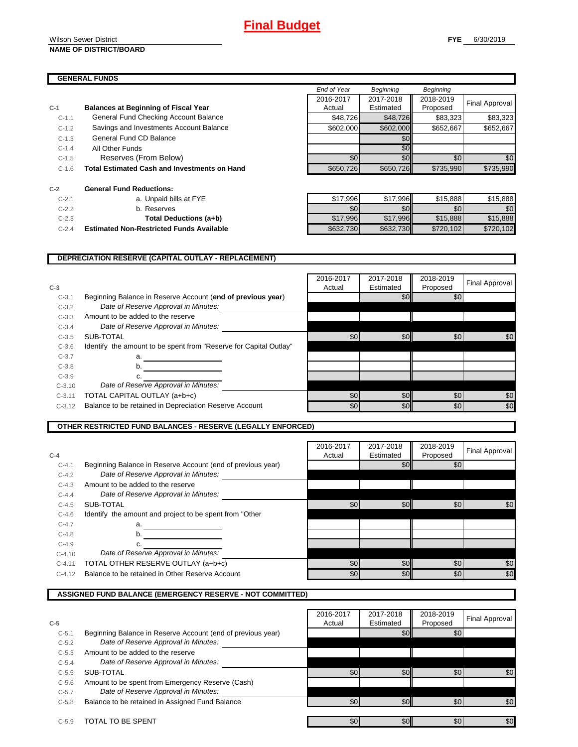# Final Budget

Wilson Sewer District
**NAME OF DISTRICT/BOARD**

**FYE** 6/30/2019

## GENERAL FUNDS

| | | End of Year 2016-2017 Actual | Beginning 2017-2018 Estimated | Beginning 2018-2019 Proposed | Final Approval |
|---|---|---|---|---|---|
| **C-1** | **Balances at Beginning of Fiscal Year** | | | | |
| C-1.1 | General Fund Checking Account Balance | $48,726 | $48,726 | $83,323 | $83,323 |
| C-1.2 | Savings and Investments Account Balance | $602,000 | $602,000 | $652,667 | $652,667 |
| C-1.3 | General Fund CD Balance | | $0 | | |
| C-1.4 | All Other Funds | | $0 | | |
| C-1.5 | Reserves (From Below) | $0 | $0 | $0 | $0 |
| C-1.6 | **Total Estimated Cash and Investments on Hand** | $650,726 | $650,726 | $735,990 | $735,990 |
| **C-2** | **General Fund Reductions:** | | | | |
| C-2.1 | a. Unpaid bills at FYE | $17,996 | $17,996 | $15,888 | $15,888 |
| C-2.2 | b. Reserves | $0 | $0 | $0 | $0 |
| C-2.3 | **Total Deductions (a+b)** | $17,996 | $17,996 | $15,888 | $15,888 |
| C-2.4 | **Estimated Non-Restricted Funds Available** | $632,730 | $632,730 | $720,102 | $720,102 |

## DEPRECIATION RESERVE (CAPITAL OUTLAY - REPLACEMENT)

| **C-3** | | 2016-2017 Actual | 2017-2018 Estimated | 2018-2019 Proposed | Final Approval |
|---|---|---|---|---|---|
| C-3.1 | Beginning Balance in Reserve Account (**end of previous year**) | | $0 | $0 | |
| C-3.2 | *Date of Reserve Approval in Minutes:* | | | | |
| C-3.3 | Amount to be added to the reserve | | | | |
| C-3.4 | *Date of Reserve Approval in Minutes:* | | | | |
| C-3.5 | SUB-TOTAL | $0 | $0 | $0 | $0 |
| C-3.6 | Identify the amount to be spent from "Reserve for Capital Outlay" | | | | |
| C-3.7 | a. | | | | |
| C-3.8 | b. | | | | |
| C-3.9 | c. | | | | |
| C-3.10 | *Date of Reserve Approval in Minutes:* | | | | |
| C-3.11 | TOTAL CAPITAL OUTLAY (a+b+c) | $0 | $0 | $0 | $0 |
| C-3.12 | Balance to be retained in Depreciation Reserve Account | $0 | $0 | $0 | $0 |

## OTHER RESTRICTED FUND BALANCES - RESERVE (LEGALLY ENFORCED)

| **C-4** | | 2016-2017 Actual | 2017-2018 Estimated | 2018-2019 Proposed | Final Approval |
|---|---|---|---|---|---|
| C-4.1 | Beginning Balance in Reserve Account (end of previous year) | | $0 | $0 | |
| C-4.2 | *Date of Reserve Approval in Minutes:* | | | | |
| C-4.3 | Amount to be added to the reserve | | | | |
| C-4.4 | *Date of Reserve Approval in Minutes:* | | | | |
| C-4.5 | SUB-TOTAL | $0 | $0 | $0 | $0 |
| C-4.6 | Identify the amount and project to be spent from "Other | | | | |
| C-4.7 | a. | | | | |
| C-4.8 | b. | | | | |
| C-4.9 | c. | | | | |
| C-4.10 | *Date of Reserve Approval in Minutes:* | | | | |
| C-4.11 | TOTAL OTHER RESERVE OUTLAY (a+b+c) | $0 | $0 | $0 | $0 |
| C-4.12 | Balance to be retained in Other Reserve Account | $0 | $0 | $0 | $0 |

## ASSIGNED FUND BALANCE (EMERGENCY RESERVE - NOT COMMITTED)

| **C-5** | | 2016-2017 Actual | 2017-2018 Estimated | 2018-2019 Proposed | Final Approval |
|---|---|---|---|---|---|
| C-5.1 | Beginning Balance in Reserve Account (end of previous year) | | $0 | $0 | |
| C-5.2 | *Date of Reserve Approval in Minutes:* | | | | |
| C-5.3 | Amount to be added to the reserve | | | | |
| C-5.4 | *Date of Reserve Approval in Minutes:* | | | | |
| C-5.5 | SUB-TOTAL | $0 | $0 | $0 | $0 |
| C-5.6 | Amount to be spent from Emergency Reserve (Cash) | | | | |
| C-5.7 | *Date of Reserve Approval in Minutes:* | | | | |
| C-5.8 | Balance to be retained in Assigned Fund Balance | $0 | $0 | $0 | $0 |
| C-5.9 | TOTAL TO BE SPENT | $0 | $0 | $0 | $0 |